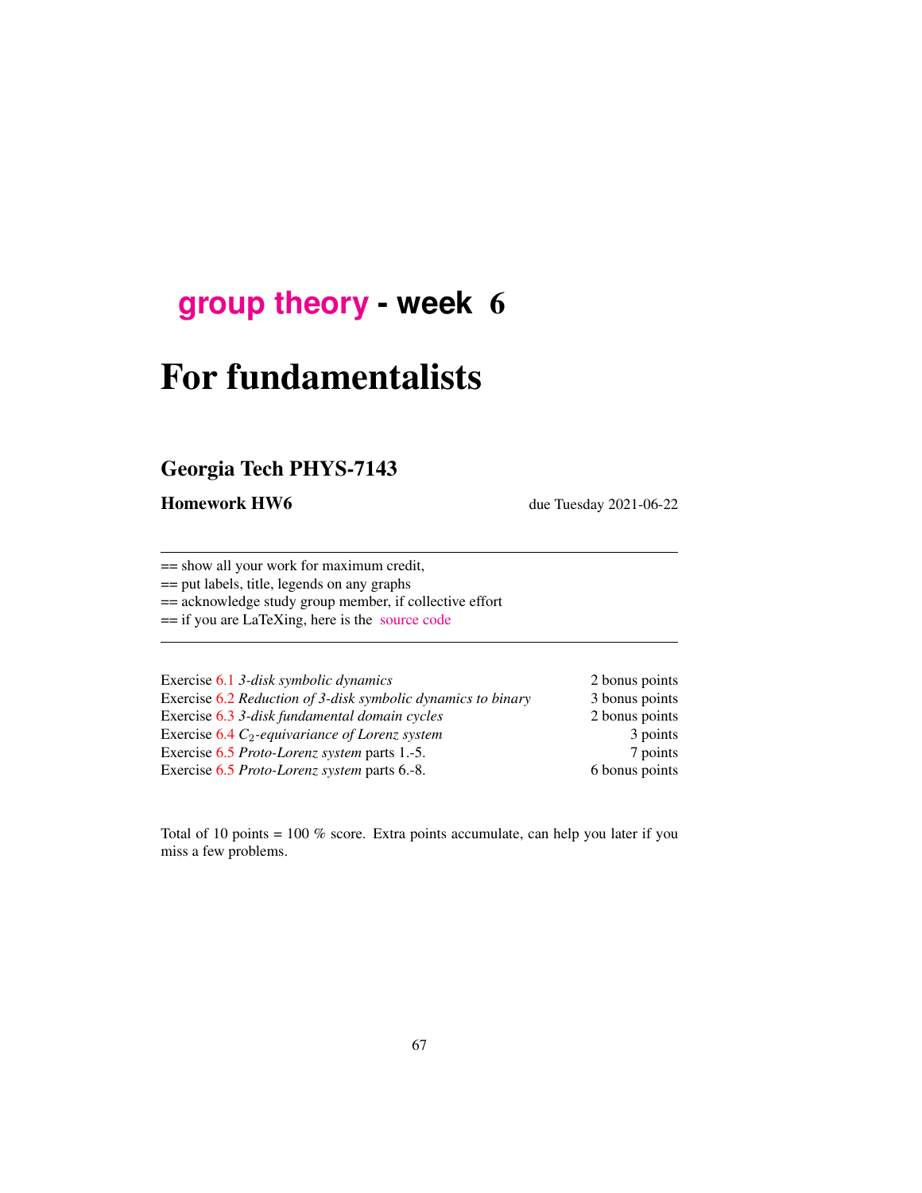# group theory - week 6

# For fundamentalists

## Georgia Tech PHYS-7143

**Homework HW6** due Tuesday 2021-06-22

== show all your work for maximum credit,
== put labels, title, legends on any graphs
== acknowledge study group member, if collective effort
== if you are LaTeXing, here is the source code

| | |
|---|---|
| Exercise 6.1 *3-disk symbolic dynamics* | 2 bonus points |
| Exercise 6.2 *Reduction of 3-disk symbolic dynamics to binary* | 3 bonus points |
| Exercise 6.3 *3-disk fundamental domain cycles* | 2 bonus points |
| Exercise 6.4 $C_2$*-equivariance of Lorenz system* | 3 points |
| Exercise 6.5 *Proto-Lorenz system* parts 1.-5. | 7 points |
| Exercise 6.5 *Proto-Lorenz system* parts 6.-8. | 6 bonus points |

Total of 10 points = 100 % score. Extra points accumulate, can help you later if you miss a few problems.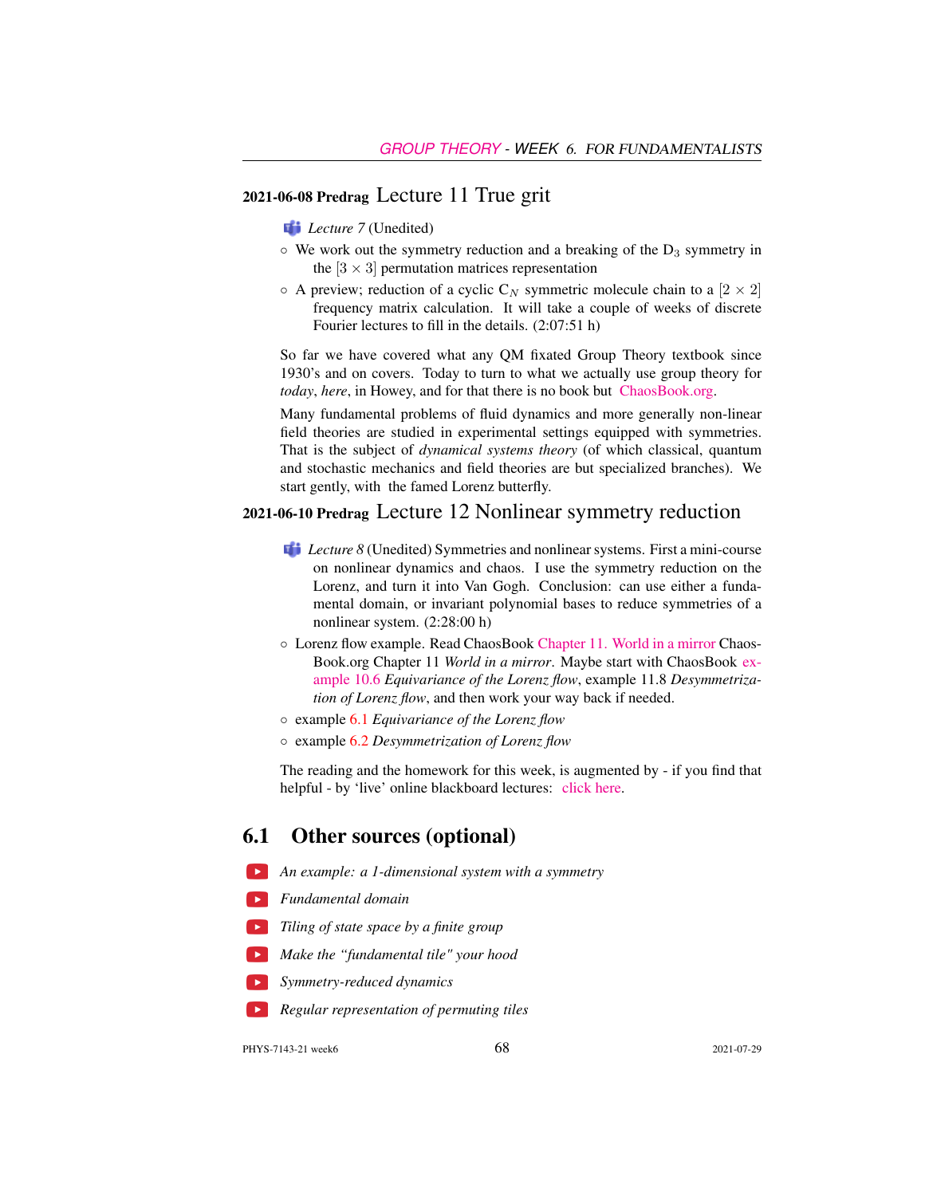## 2021-06-08 Predrag Lecture 11 True grit

*Lecture 7* (Unedited)

- We work out the symmetry reduction and a breaking of the $D_3$ symmetry in the $[3 \times 3]$ permutation matrices representation
- A preview; reduction of a cyclic $C_N$ symmetric molecule chain to a $[2 \times 2]$ frequency matrix calculation. It will take a couple of weeks of discrete Fourier lectures to fill in the details. (2:07:51 h)

So far we have covered what any QM fixated Group Theory textbook since 1930's and on covers. Today to turn to what we actually use group theory for *today*, *here*, in Howey, and for that there is no book but ChaosBook.org.

Many fundamental problems of fluid dynamics and more generally non-linear field theories are studied in experimental settings equipped with symmetries. That is the subject of *dynamical systems theory* (of which classical, quantum and stochastic mechanics and field theories are but specialized branches). We start gently, with the famed Lorenz butterfly.

## 2021-06-10 Predrag Lecture 12 Nonlinear symmetry reduction

*Lecture 8* (Unedited) Symmetries and nonlinear systems. First a mini-course on nonlinear dynamics and chaos. I use the symmetry reduction on the Lorenz, and turn it into Van Gogh. Conclusion: can use either a fundamental domain, or invariant polynomial bases to reduce symmetries of a nonlinear system. (2:28:00 h)

- Lorenz flow example. Read ChaosBook Chapter 11. World in a mirror ChaosBook.org Chapter 11 *World in a mirror*. Maybe start with ChaosBook example 10.6 *Equivariance of the Lorenz flow*, example 11.8 *Desymmetrization of Lorenz flow*, and then work your way back if needed.
- example 6.1 *Equivariance of the Lorenz flow*
- example 6.2 *Desymmetrization of Lorenz flow*

The reading and the homework for this week, is augmented by - if you find that helpful - by 'live' online blackboard lectures: click here.

## 6.1 Other sources (optional)

- *An example: a 1-dimensional system with a symmetry*
- *Fundamental domain*
- *Tiling of state space by a finite group*
- *Make the "fundamental tile" your hood*
- *Symmetry-reduced dynamics*
- *Regular representation of permuting tiles*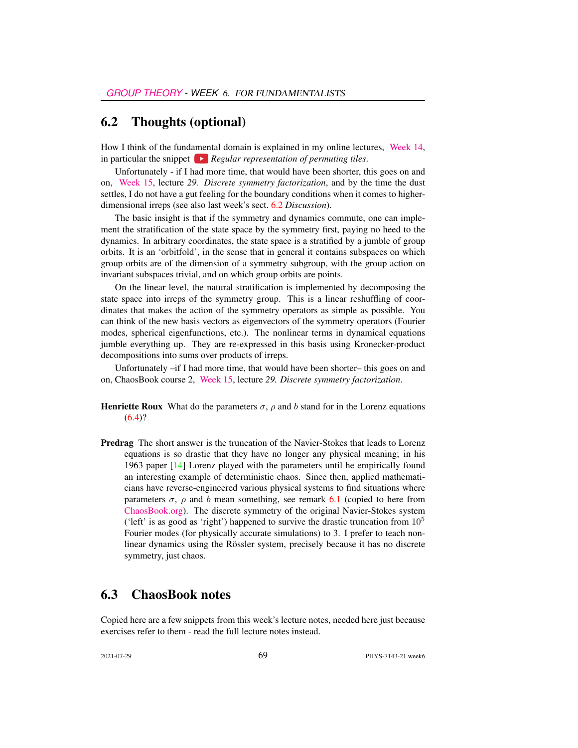## 6.2 Thoughts (optional)

How I think of the fundamental domain is explained in my online lectures, Week 14, in particular the snippet *Regular representation of permuting tiles*.

Unfortunately - if I had more time, that would have been shorter, this goes on and on, Week 15, lecture *29. Discrete symmetry factorization*, and by the time the dust settles, I do not have a gut feeling for the boundary conditions when it comes to higher-dimensional irreps (see also last week's sect. 6.2 *Discussion*).

The basic insight is that if the symmetry and dynamics commute, one can implement the stratification of the state space by the symmetry first, paying no heed to the dynamics. In arbitrary coordinates, the state space is a stratified by a jumble of group orbits. It is an 'orbitfold', in the sense that in general it contains subspaces on which group orbits are of the dimension of a symmetry subgroup, with the group action on invariant subspaces trivial, and on which group orbits are points.

On the linear level, the natural stratification is implemented by decomposing the state space into irreps of the symmetry group. This is a linear reshuffling of coordinates that makes the action of the symmetry operators as simple as possible. You can think of the new basis vectors as eigenvectors of the symmetry operators (Fourier modes, spherical eigenfunctions, etc.). The nonlinear terms in dynamical equations jumble everything up. They are re-expressed in this basis using Kronecker-product decompositions into sums over products of irreps.

Unfortunately –if I had more time, that would have been shorter– this goes on and on, ChaosBook course 2, Week 15, lecture *29. Discrete symmetry factorization*.

**Henriette Roux** What do the parameters $\sigma$, $\rho$ and $b$ stand for in the Lorenz equations (6.4)?

**Predrag** The short answer is the truncation of the Navier-Stokes that leads to Lorenz equations is so drastic that they have no longer any physical meaning; in his 1963 paper [14] Lorenz played with the parameters until he empirically found an interesting example of deterministic chaos. Since then, applied mathematicians have reverse-engineered various physical systems to find situations where parameters $\sigma$, $\rho$ and $b$ mean something, see remark 6.1 (copied to here from ChaosBook.org). The discrete symmetry of the original Navier-Stokes system ('left' is as good as 'right') happened to survive the drastic truncation from $10^5$ Fourier modes (for physically accurate simulations) to 3. I prefer to teach nonlinear dynamics using the Rössler system, precisely because it has no discrete symmetry, just chaos.

## 6.3 ChaosBook notes

Copied here are a few snippets from this week's lecture notes, needed here just because exercises refer to them - read the full lecture notes instead.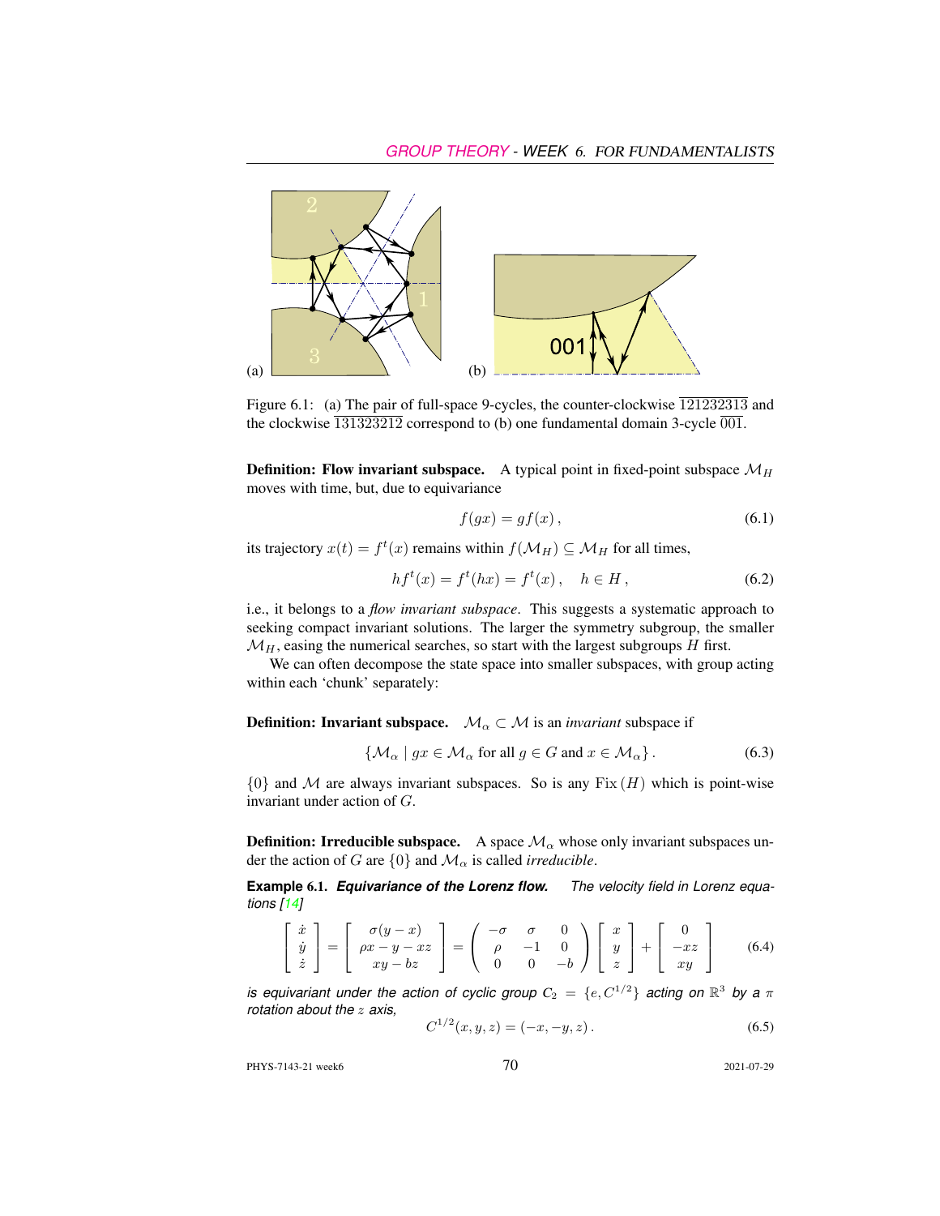Figure 6.1: (a) The pair of full-space 9-cycles, the counter-clockwise $\overline{121232313}$ and the clockwise $\overline{131323212}$ correspond to (b) one fundamental domain 3-cycle $\overline{001}$.

**Definition: Flow invariant subspace.** A typical point in fixed-point subspace $\mathcal{M}_H$ moves with time, but, due to equivariance

$$f(gx) = gf(x)\,, \tag{6.1}$$

its trajectory $x(t) = f^t(x)$ remains within $f(\mathcal{M}_H) \subseteq \mathcal{M}_H$ for all times,

$$hf^t(x) = f^t(hx) = f^t(x)\,, \quad h \in H\,, \tag{6.2}$$

i.e., it belongs to a *flow invariant subspace*. This suggests a systematic approach to seeking compact invariant solutions. The larger the symmetry subgroup, the smaller $\mathcal{M}_H$, easing the numerical searches, so start with the largest subgroups $H$ first.

We can often decompose the state space into smaller subspaces, with group acting within each 'chunk' separately:

**Definition: Invariant subspace.** $\mathcal{M}_\alpha \subset \mathcal{M}$ is an *invariant* subspace if

$$\{\mathcal{M}_\alpha \mid gx \in \mathcal{M}_\alpha \text{ for all } g \in G \text{ and } x \in \mathcal{M}_\alpha\}\,. \tag{6.3}$$

$\{0\}$ and $\mathcal{M}$ are always invariant subspaces. So is any $\mathrm{Fix}\,(H)$ which is point-wise invariant under action of $G$.

**Definition: Irreducible subspace.** A space $\mathcal{M}_\alpha$ whose only invariant subspaces under the action of $G$ are $\{0\}$ and $\mathcal{M}_\alpha$ is called *irreducible*.

**Example 6.1.** ***Equivariance of the Lorenz flow.*** *The velocity field in Lorenz equations [14]*

$$\begin{bmatrix} \dot{x} \\ \dot{y} \\ \dot{z} \end{bmatrix} = \begin{bmatrix} \sigma(y-x) \\ \rho x - y - xz \\ xy - bz \end{bmatrix} = \begin{pmatrix} -\sigma & \sigma & 0 \\ \rho & -1 & 0 \\ 0 & 0 & -b \end{pmatrix} \begin{bmatrix} x \\ y \\ z \end{bmatrix} + \begin{bmatrix} 0 \\ -xz \\ xy \end{bmatrix} \tag{6.4}$$

*is equivariant under the action of cyclic group $C_2 = \{e, C^{1/2}\}$ acting on $\mathbb{R}^3$ by a $\pi$ rotation about the $z$ axis,*

$$C^{1/2}(x, y, z) = (-x, -y, z)\,. \tag{6.5}$$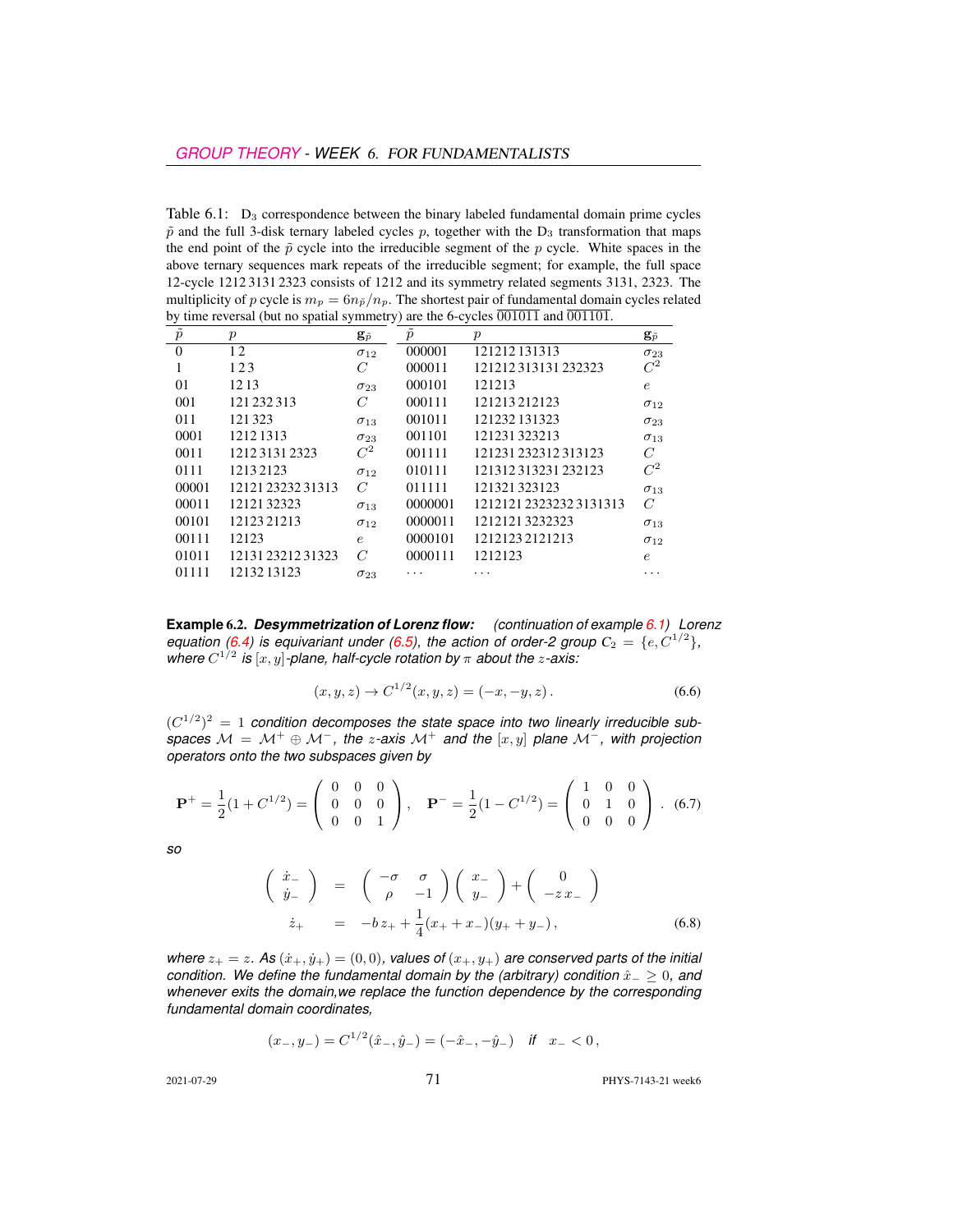Table 6.1: $D_3$ correspondence between the binary labeled fundamental domain prime cycles $\tilde{p}$ and the full 3-disk ternary labeled cycles $p$, together with the $D_3$ transformation that maps the end point of the $\tilde{p}$ cycle into the irreducible segment of the $p$ cycle. White spaces in the above ternary sequences mark repeats of the irreducible segment; for example, the full space 12-cycle 1212 3131 2323 consists of 1212 and its symmetry related segments 3131, 2323. The multiplicity of $p$ cycle is $m_p = 6n_{\tilde{p}}/n_p$. The shortest pair of fundamental domain cycles related by time reversal (but no spatial symmetry) are the 6-cycles $\overline{001011}$ and $\overline{001101}$.

| $\tilde{p}$ | $p$ | $\mathbf{g}_{\tilde{p}}$ | $\tilde{p}$ | $p$ | $\mathbf{g}_{\tilde{p}}$ |
|---|---|---|---|---|---|
| 0 | 1 2 | $\sigma_{12}$ | 000001 | 121212 131313 | $\sigma_{23}$ |
| 1 | 1 2 3 | $C$ | 000011 | 121212 313131 232323 | $C^2$ |
| 01 | 12 13 | $\sigma_{23}$ | 000101 | 121213 | $e$ |
| 001 | 121 232 313 | $C$ | 000111 | 121213 212123 | $\sigma_{12}$ |
| 011 | 121 323 | $\sigma_{13}$ | 001011 | 121232 131323 | $\sigma_{23}$ |
| 0001 | 1212 1313 | $\sigma_{23}$ | 001101 | 121231 323213 | $\sigma_{13}$ |
| 0011 | 1212 3131 2323 | $C^2$ | 001111 | 121231 232312 313123 | $C$ |
| 0111 | 1213 2123 | $\sigma_{12}$ | 010111 | 121312 313231 232123 | $C^2$ |
| 00001 | 12121 23232 31313 | $C$ | 011111 | 121321 323123 | $\sigma_{13}$ |
| 00011 | 12121 32323 | $\sigma_{13}$ | 0000001 | 1212121 2323232 3131313 | $C$ |
| 00101 | 12123 21213 | $\sigma_{12}$ | 0000011 | 1212121 3232323 | $\sigma_{13}$ |
| 00111 | 12123 | $e$ | 0000101 | 1212123 2121213 | $\sigma_{12}$ |
| 01011 | 12131 23212 31323 | $C$ | 0000111 | 1212123 | $e$ |
| 01111 | 12132 13123 | $\sigma_{23}$ | $\cdots$ | $\cdots$ | $\cdots$ |

**Example 6.2.** ***Desymmetrization of Lorenz flow:*** *(continuation of example 6.1) Lorenz equation (6.4) is equivariant under (6.5), the action of order-2 group $C_2 = \{e, C^{1/2}\}$, where $C^{1/2}$ is $[x,y]$-plane, half-cycle rotation by $\pi$ about the $z$-axis:*

$$(x, y, z) \to C^{1/2}(x, y, z) = (-x, -y, z)\,. \tag{6.6}$$

*$(C^{1/2})^2 = 1$ condition decomposes the state space into two linearly irreducible subspaces $\mathcal{M} = \mathcal{M}^+ \oplus \mathcal{M}^-$, the $z$-axis $\mathcal{M}^+$ and the $[x,y]$ plane $\mathcal{M}^-$, with projection operators onto the two subspaces given by*

$$\mathbf{P}^+ = \frac{1}{2}(1 + C^{1/2}) = \begin{pmatrix} 0 & 0 & 0 \\ 0 & 0 & 0 \\ 0 & 0 & 1 \end{pmatrix}, \quad \mathbf{P}^- = \frac{1}{2}(1 - C^{1/2}) = \begin{pmatrix} 1 & 0 & 0 \\ 0 & 1 & 0 \\ 0 & 0 & 0 \end{pmatrix}. \tag{6.7}$$

*so*

$$\begin{aligned} \begin{pmatrix} \dot{x}_- \\ \dot{y}_- \end{pmatrix} &= \begin{pmatrix} -\sigma & \sigma \\ \rho & -1 \end{pmatrix} \begin{pmatrix} x_- \\ y_- \end{pmatrix} + \begin{pmatrix} 0 \\ -z\, x_- \end{pmatrix} \\ \dot{z}_+ &= -b\, z_+ + \frac{1}{4}(x_+ + x_-)(y_+ + y_-)\,, \end{aligned} \tag{6.8}$$

*where $z_+ = z$. As $(\dot{x}_+, \dot{y}_+) = (0, 0)$, values of $(x_+, y_+)$ are conserved parts of the initial condition. We define the fundamental domain by the (arbitrary) condition $\hat{x}_- \geq 0$, and whenever exits the domain,we replace the function dependence by the corresponding fundamental domain coordinates,*

$$(x_-, y_-) = C^{1/2}(\hat{x}_-, \hat{y}_-) = (-\hat{x}_-, -\hat{y}_-) \quad \text{if} \quad x_- < 0\,,$$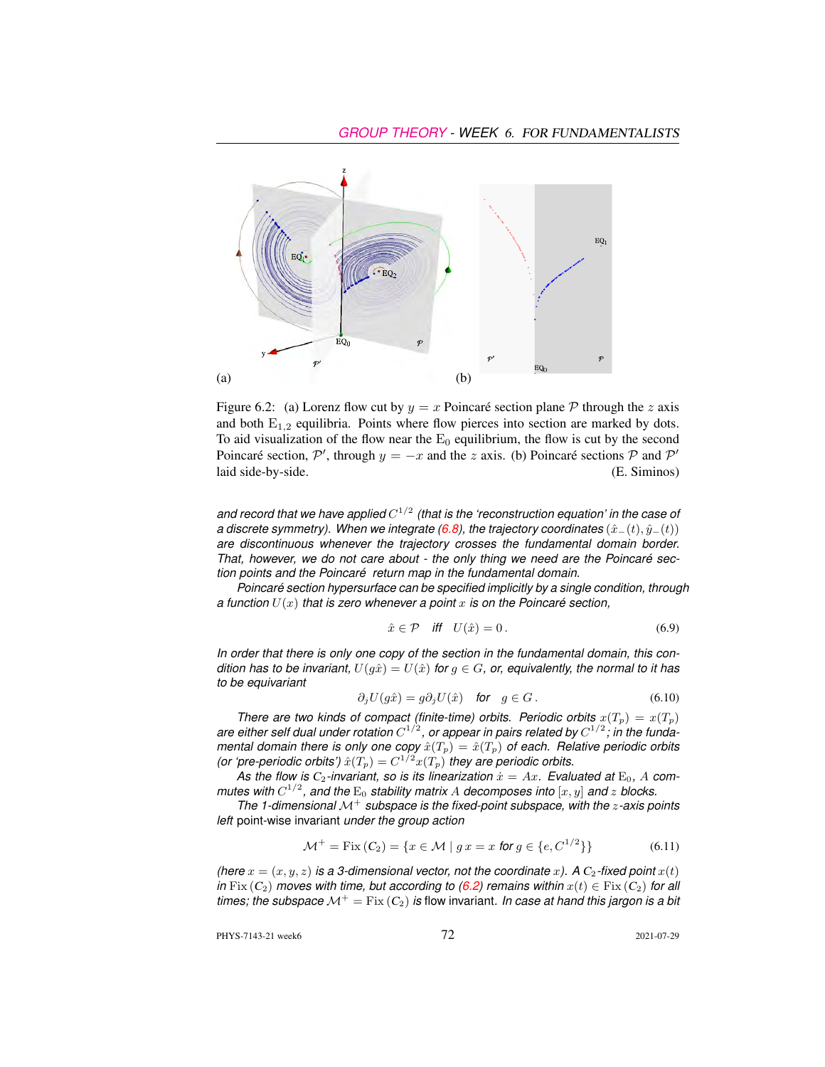Figure 6.2: (a) Lorenz flow cut by $y = x$ Poincaré section plane $\mathcal{P}$ through the $z$ axis and both $E_{1,2}$ equilibria. Points where flow pierces into section are marked by dots. To aid visualization of the flow near the $E_0$ equilibrium, the flow is cut by the second Poincaré section, $\mathcal{P}'$, through $y = -x$ and the $z$ axis. (b) Poincaré sections $\mathcal{P}$ and $\mathcal{P}'$ laid side-by-side. (E. Siminos)

*and record that we have applied $C^{1/2}$ (that is the 'reconstruction equation' in the case of a discrete symmetry). When we integrate (6.8), the trajectory coordinates $(\hat{x}_-(t), \hat{y}_-(t))$ are discontinuous whenever the trajectory crosses the fundamental domain border. That, however, we do not care about - the only thing we need are the Poincaré section points and the Poincaré return map in the fundamental domain.*

*Poincaré section hypersurface can be specified implicitly by a single condition, through a function $U(x)$ that is zero whenever a point $x$ is on the Poincaré section,*

$$\hat{x} \in \mathcal{P} \quad \textit{iff} \quad U(\hat{x}) = 0\,. \tag{6.9}$$

*In order that there is only one copy of the section in the fundamental domain, this condition has to be invariant, $U(g\hat{x}) = U(\hat{x})$ for $g \in G$, or, equivalently, the normal to it has to be equivariant*

$$\partial_j U(g\hat{x}) = g \partial_j U(\hat{x}) \quad \textit{for} \quad g \in G\,. \tag{6.10}$$

*There are two kinds of compact (finite-time) orbits. Periodic orbits $x(T_p) = x(T_p)$ are either self dual under rotation $C^{1/2}$, or appear in pairs related by $C^{1/2}$; in the fundamental domain there is only one copy $\hat{x}(T_p) = \hat{x}(T_p)$ of each. Relative periodic orbits (or 'pre-periodic orbits') $\hat{x}(T_p) = C^{1/2}x(T_p)$ they are periodic orbits.*

*As the flow is $C_2$-invariant, so is its linearization $\dot{x} = Ax$. Evaluated at $E_0$, $A$ commutes with $C^{1/2}$, and the $E_0$ stability matrix $A$ decomposes into $[x, y]$ and $z$ blocks.*

*The 1-dimensional $\mathcal{M}^+$ subspace is the fixed-point subspace, with the $z$-axis points left* point-wise invariant *under the group action*

$$\mathcal{M}^+ = \mathrm{Fix}\,(C_2) = \{x \in \mathcal{M} \mid g\,x = x \textit{ for } g \in \{e, C^{1/2}\}\} \tag{6.11}$$

*(here $x = (x, y, z)$ is a 3-dimensional vector, not the coordinate $x$). A $C_2$-fixed point $x(t)$ in $\mathrm{Fix}\,(C_2)$ moves with time, but according to (6.2) remains within $x(t) \in \mathrm{Fix}\,(C_2)$ for all times; the subspace $\mathcal{M}^+ = \mathrm{Fix}\,(C_2)$ is* flow invariant. *In case at hand this jargon is a bit*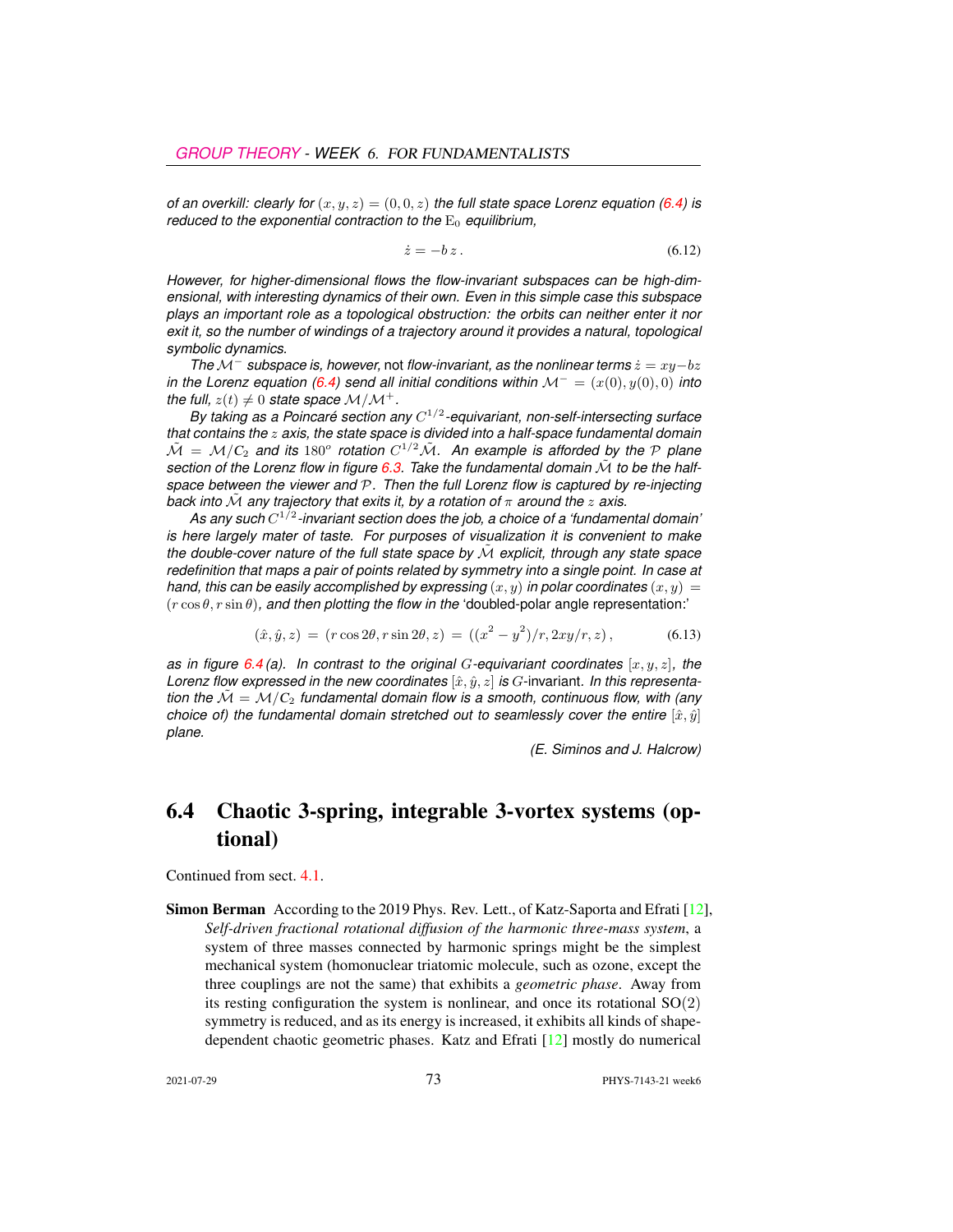*of an overkill: clearly for $(x, y, z) = (0, 0, z)$ the full state space Lorenz equation (6.4) is reduced to the exponential contraction to the $\mathrm{E}_0$ equilibrium,*

$$\dot{z} = -b\,z\,. \tag{6.12}$$

*However, for higher-dimensional flows the flow-invariant subspaces can be high-dimensional, with interesting dynamics of their own. Even in this simple case this subspace plays an important role as a topological obstruction: the orbits can neither enter it nor exit it, so the number of windings of a trajectory around it provides a natural, topological symbolic dynamics.*

*The $\mathcal{M}^-$ subspace is, however,* not *flow-invariant, as the nonlinear terms $\dot{z} = xy - bz$ in the Lorenz equation (6.4) send all initial conditions within $\mathcal{M}^- = (x(0), y(0), 0)$ into the full, $z(t) \neq 0$ state space $\mathcal{M}/\mathcal{M}^+$.*

*By taking as a Poincaré section any $C^{1/2}$-equivariant, non-self-intersecting surface that contains the $z$ axis, the state space is divided into a half-space fundamental domain $\tilde{\mathcal{M}} = \mathcal{M}/\mathrm{C}_2$ and its $180^o$ rotation $C^{1/2}\tilde{\mathcal{M}}$. An example is afforded by the $\mathcal{P}$ plane section of the Lorenz flow in figure 6.3. Take the fundamental domain $\tilde{\mathcal{M}}$ to be the half-space between the viewer and $\mathcal{P}$. Then the full Lorenz flow is captured by re-injecting back into $\tilde{\mathcal{M}}$ any trajectory that exits it, by a rotation of $\pi$ around the $z$ axis.*

*As any such $C^{1/2}$-invariant section does the job, a choice of a 'fundamental domain' is here largely mater of taste. For purposes of visualization it is convenient to make the double-cover nature of the full state space by $\tilde{\mathcal{M}}$ explicit, through any state space redefinition that maps a pair of points related by symmetry into a single point. In case at hand, this can be easily accomplished by expressing $(x, y)$ in polar coordinates $(x, y) = (r\cos\theta, r\sin\theta)$, and then plotting the flow in the* 'doubled-polar angle representation:'

$$(\hat{x}, \hat{y}, z) = (r\cos 2\theta, r\sin 2\theta, z) = ((x^2 - y^2)/r, 2xy/r, z)\,, \tag{6.13}$$

*as in figure 6.4 (a). In contrast to the original $G$-equivariant coordinates $[x, y, z]$, the Lorenz flow expressed in the new coordinates $[\hat{x}, \hat{y}, z]$ is $G$-*invariant. *In this representation the $\tilde{\mathcal{M}} = \mathcal{M}/\mathrm{C}_2$ fundamental domain flow is a smooth, continuous flow, with (any choice of) the fundamental domain stretched out to seamlessly cover the entire $[\hat{x}, \hat{y}]$ plane.*

*(E. Siminos and J. Halcrow)*

## 6.4 Chaotic 3-spring, integrable 3-vortex systems (optional)

Continued from sect. 4.1.

**Simon Berman** According to the 2019 Phys. Rev. Lett., of Katz-Saporta and Efrati [12], *Self-driven fractional rotational diffusion of the harmonic three-mass system*, a system of three masses connected by harmonic springs might be the simplest mechanical system (homonuclear triatomic molecule, such as ozone, except the three couplings are not the same) that exhibits a *geometric phase*. Away from its resting configuration the system is nonlinear, and once its rotational SO(2) symmetry is reduced, and as its energy is increased, it exhibits all kinds of shape-dependent chaotic geometric phases. Katz and Efrati [12] mostly do numerical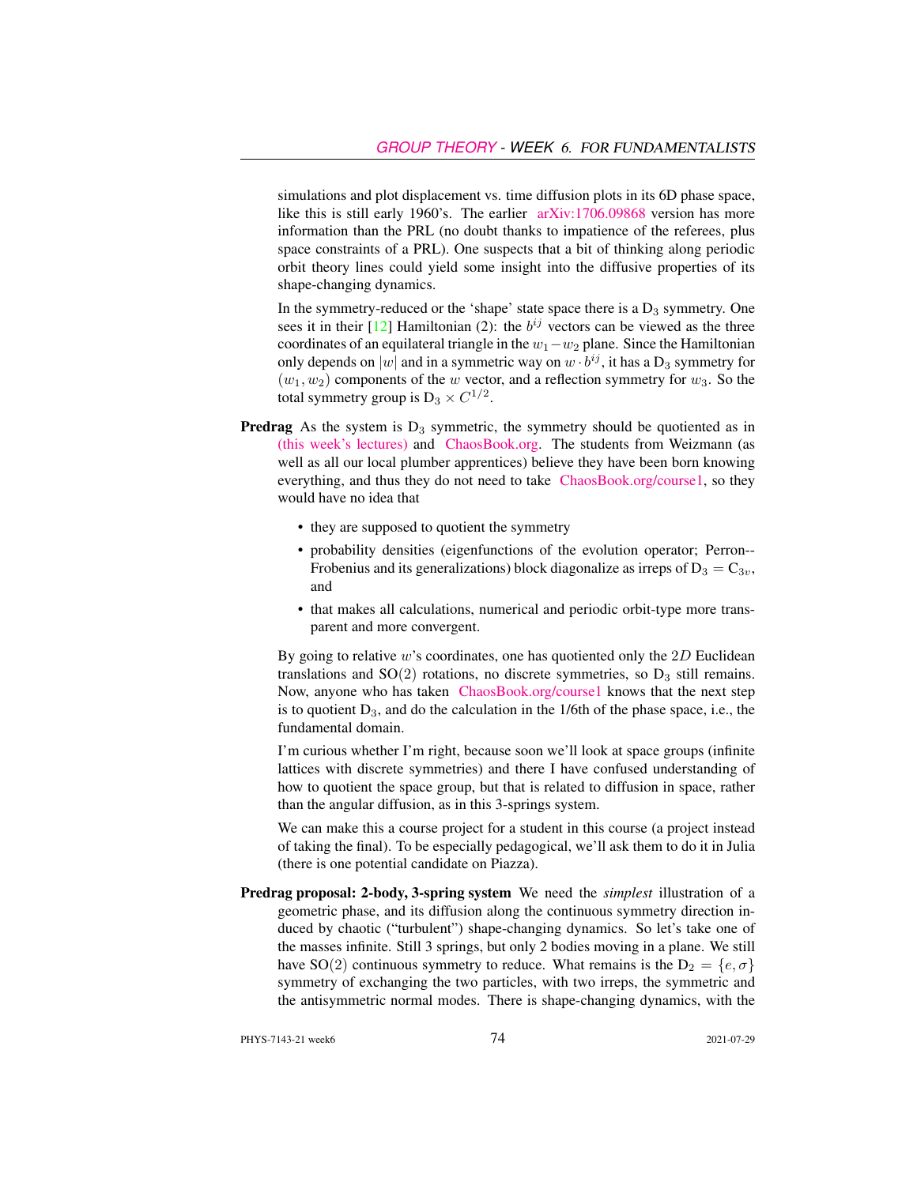simulations and plot displacement vs. time diffusion plots in its 6D phase space, like this is still early 1960's. The earlier arXiv:1706.09868 version has more information than the PRL (no doubt thanks to impatience of the referees, plus space constraints of a PRL). One suspects that a bit of thinking along periodic orbit theory lines could yield some insight into the diffusive properties of its shape-changing dynamics.

In the symmetry-reduced or the 'shape' state space there is a $D_3$ symmetry. One sees it in their [12] Hamiltonian (2): the $b^{ij}$ vectors can be viewed as the three coordinates of an equilateral triangle in the $w_1 - w_2$ plane. Since the Hamiltonian only depends on $|w|$ and in a symmetric way on $w \cdot b^{ij}$, it has a $D_3$ symmetry for $(w_1, w_2)$ components of the $w$ vector, and a reflection symmetry for $w_3$. So the total symmetry group is $D_3 \times C^{1/2}$.

**Predrag** As the system is $D_3$ symmetric, the symmetry should be quotiented as in (this week's lectures) and ChaosBook.org. The students from Weizmann (as well as all our local plumber apprentices) believe they have been born knowing everything, and thus they do not need to take ChaosBook.org/course1, so they would have no idea that

- they are supposed to quotient the symmetry
- probability densities (eigenfunctions of the evolution operator; Perron--Frobenius and its generalizations) block diagonalize as irreps of $D_3 = C_{3v}$, and
- that makes all calculations, numerical and periodic orbit-type more transparent and more convergent.

By going to relative $w$'s coordinates, one has quotiented only the $2D$ Euclidean translations and SO(2) rotations, no discrete symmetries, so $D_3$ still remains. Now, anyone who has taken ChaosBook.org/course1 knows that the next step is to quotient $D_3$, and do the calculation in the 1/6th of the phase space, i.e., the fundamental domain.

I'm curious whether I'm right, because soon we'll look at space groups (infinite lattices with discrete symmetries) and there I have confused understanding of how to quotient the space group, but that is related to diffusion in space, rather than the angular diffusion, as in this 3-springs system.

We can make this a course project for a student in this course (a project instead of taking the final). To be especially pedagogical, we'll ask them to do it in Julia (there is one potential candidate on Piazza).

**Predrag proposal: 2-body, 3-spring system** We need the *simplest* illustration of a geometric phase, and its diffusion along the continuous symmetry direction induced by chaotic ("turbulent") shape-changing dynamics. So let's take one of the masses infinite. Still 3 springs, but only 2 bodies moving in a plane. We still have SO(2) continuous symmetry to reduce. What remains is the $D_2 = \{e, \sigma\}$ symmetry of exchanging the two particles, with two irreps, the symmetric and the antisymmetric normal modes. There is shape-changing dynamics, with the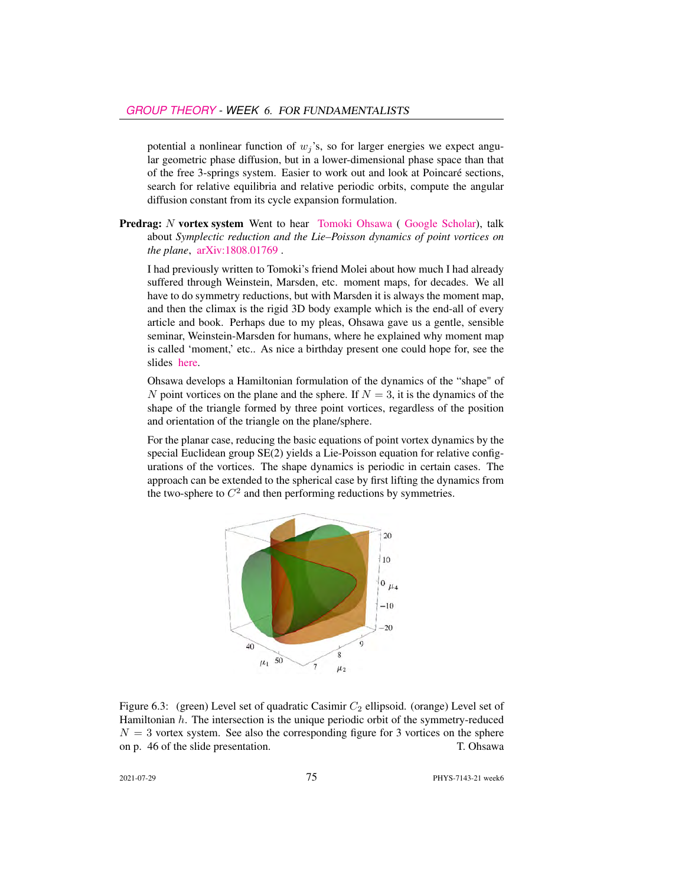potential a nonlinear function of $w_j$'s, so for larger energies we expect angular geometric phase diffusion, but in a lower-dimensional phase space than that of the free 3-springs system. Easier to work out and look at Poincaré sections, search for relative equilibria and relative periodic orbits, compute the angular diffusion constant from its cycle expansion formulation.

**Predrag:** $N$ **vortex system** Went to hear Tomoki Ohsawa ( Google Scholar), talk about *Symplectic reduction and the Lie–Poisson dynamics of point vortices on the plane*, arXiv:1808.01769 .

I had previously written to Tomoki's friend Molei about how much I had already suffered through Weinstein, Marsden, etc. moment maps, for decades. We all have to do symmetry reductions, but with Marsden it is always the moment map, and then the climax is the rigid 3D body example which is the end-all of every article and book. Perhaps due to my pleas, Ohsawa gave us a gentle, sensible seminar, Weinstein-Marsden for humans, where he explained why moment map is called 'moment,' etc.. As nice a birthday present one could hope for, see the slides here.

Ohsawa develops a Hamiltonian formulation of the dynamics of the "shape" of $N$ point vortices on the plane and the sphere. If $N = 3$, it is the dynamics of the shape of the triangle formed by three point vortices, regardless of the position and orientation of the triangle on the plane/sphere.

For the planar case, reducing the basic equations of point vortex dynamics by the special Euclidean group SE(2) yields a Lie-Poisson equation for relative configurations of the vortices. The shape dynamics is periodic in certain cases. The approach can be extended to the spherical case by first lifting the dynamics from the two-sphere to $C^2$ and then performing reductions by symmetries.

Figure 6.3: (green) Level set of quadratic Casimir $C_2$ ellipsoid. (orange) Level set of Hamiltonian $h$. The intersection is the unique periodic orbit of the symmetry-reduced $N = 3$ vortex system. See also the corresponding figure for 3 vortices on the sphere on p. 46 of the slide presentation. T. Ohsawa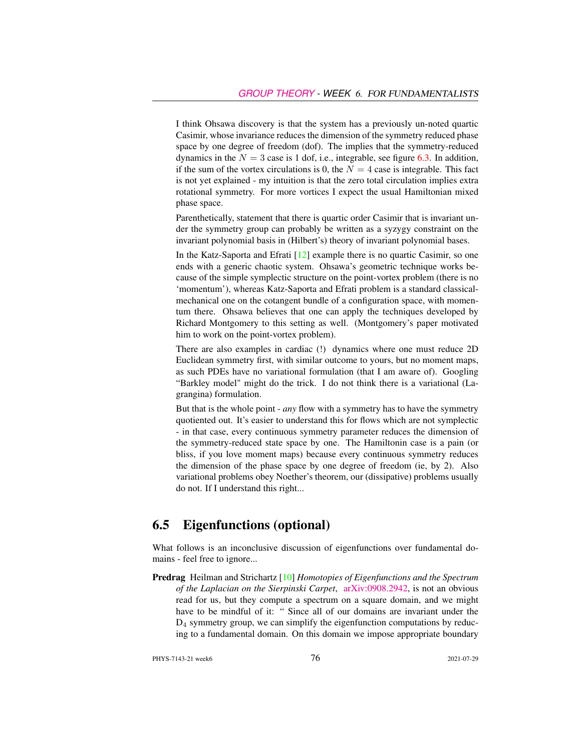I think Ohsawa discovery is that the system has a previously un-noted quartic Casimir, whose invariance reduces the dimension of the symmetry reduced phase space by one degree of freedom (dof). The implies that the symmetry-reduced dynamics in the $N = 3$ case is 1 dof, i.e., integrable, see figure 6.3. In addition, if the sum of the vortex circulations is 0, the $N = 4$ case is integrable. This fact is not yet explained - my intuition is that the zero total circulation implies extra rotational symmetry. For more vortices I expect the usual Hamiltonian mixed phase space.

Parenthetically, statement that there is quartic order Casimir that is invariant under the symmetry group can probably be written as a syzygy constraint on the invariant polynomial basis in (Hilbert's) theory of invariant polynomial bases.

In the Katz-Saporta and Efrati [12] example there is no quartic Casimir, so one ends with a generic chaotic system. Ohsawa's geometric technique works because of the simple symplectic structure on the point-vortex problem (there is no 'momentum'), whereas Katz-Saporta and Efrati problem is a standard classical-mechanical one on the cotangent bundle of a configuration space, with momentum there. Ohsawa believes that one can apply the techniques developed by Richard Montgomery to this setting as well. (Montgomery's paper motivated him to work on the point-vortex problem).

There are also examples in cardiac (!) dynamics where one must reduce 2D Euclidean symmetry first, with similar outcome to yours, but no moment maps, as such PDEs have no variational formulation (that I am aware of). Googling "Barkley model" might do the trick. I do not think there is a variational (Lagrangina) formulation.

But that is the whole point - *any* flow with a symmetry has to have the symmetry quotiented out. It's easier to understand this for flows which are not symplectic - in that case, every continuous symmetry parameter reduces the dimension of the symmetry-reduced state space by one. The Hamiltonin case is a pain (or bliss, if you love moment maps) because every continuous symmetry reduces the dimension of the phase space by one degree of freedom (ie, by 2). Also variational problems obey Noether's theorem, our (dissipative) problems usually do not. If I understand this right...

## 6.5 Eigenfunctions (optional)

What follows is an inconclusive discussion of eigenfunctions over fundamental domains - feel free to ignore...

**Predrag** Heilman and Strichartz [10] *Homotopies of Eigenfunctions and the Spectrum of the Laplacian on the Sierpinski Carpet*, arXiv:0908.2942, is not an obvious read for us, but they compute a spectrum on a square domain, and we might have to be mindful of it: " Since all of our domains are invariant under the $D_4$ symmetry group, we can simplify the eigenfunction computations by reducing to a fundamental domain. On this domain we impose appropriate boundary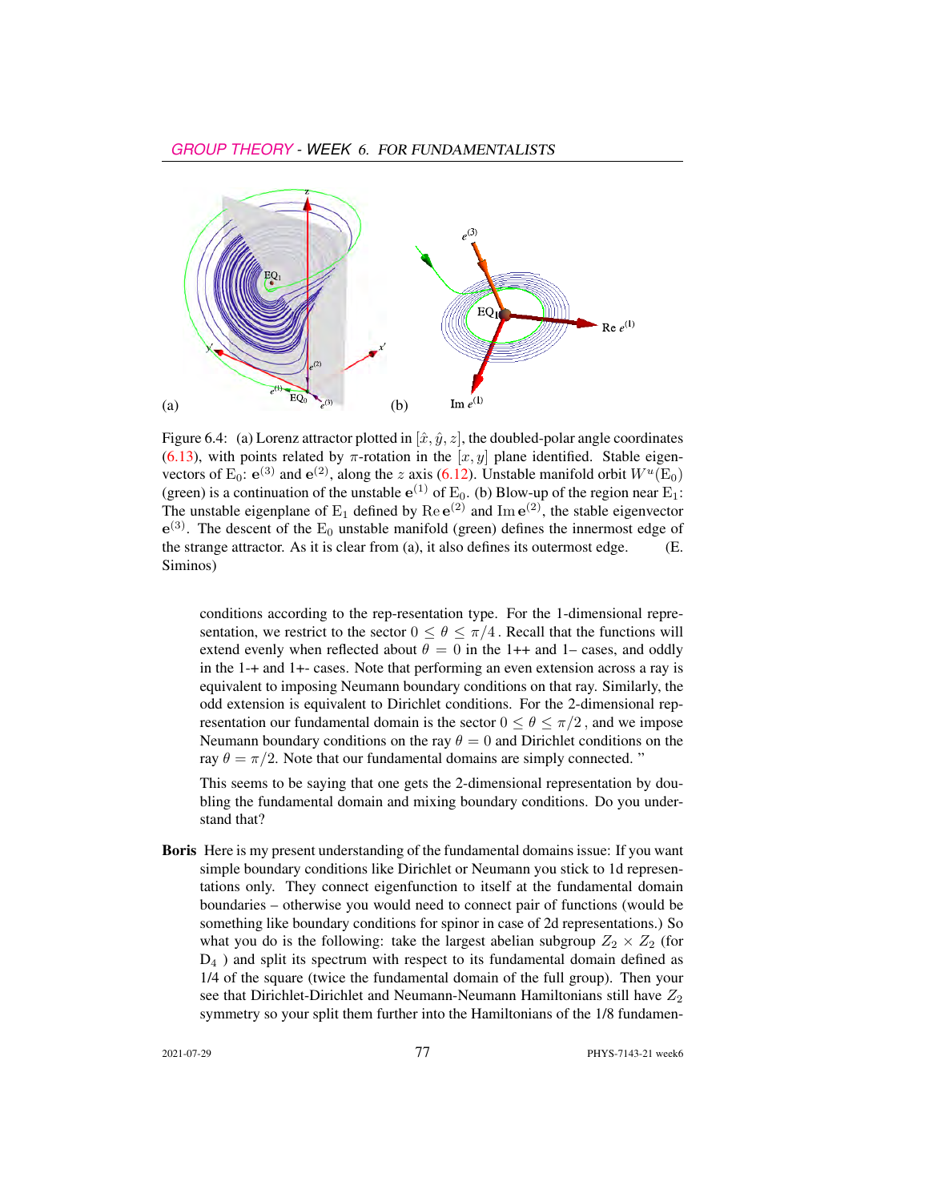Figure 6.4: (a) Lorenz attractor plotted in $[\hat{x}, \hat{y}, z]$, the doubled-polar angle coordinates (6.13), with points related by $\pi$-rotation in the $[x, y]$ plane identified. Stable eigenvectors of $E_0$: $\mathbf{e}^{(3)}$ and $\mathbf{e}^{(2)}$, along the $z$ axis (6.12). Unstable manifold orbit $W^u(E_0)$ (green) is a continuation of the unstable $\mathbf{e}^{(1)}$ of $E_0$. (b) Blow-up of the region near $E_1$: The unstable eigenplane of $E_1$ defined by $\mathrm{Re}\,\mathbf{e}^{(2)}$ and $\mathrm{Im}\,\mathbf{e}^{(2)}$, the stable eigenvector $\mathbf{e}^{(3)}$. The descent of the $E_0$ unstable manifold (green) defines the innermost edge of the strange attractor. As it is clear from (a), it also defines its outermost edge. (E. Siminos)

conditions according to the rep-resentation type. For the 1-dimensional representation, we restrict to the sector $0 \leq \theta \leq \pi/4$. Recall that the functions will extend evenly when reflected about $\theta = 0$ in the 1++ and 1– cases, and oddly in the 1-+ and 1+- cases. Note that performing an even extension across a ray is equivalent to imposing Neumann boundary conditions on that ray. Similarly, the odd extension is equivalent to Dirichlet conditions. For the 2-dimensional representation our fundamental domain is the sector $0 \leq \theta \leq \pi/2$, and we impose Neumann boundary conditions on the ray $\theta = 0$ and Dirichlet conditions on the ray $\theta = \pi/2$. Note that our fundamental domains are simply connected. "

This seems to be saying that one gets the 2-dimensional representation by doubling the fundamental domain and mixing boundary conditions. Do you understand that?

**Boris** Here is my present understanding of the fundamental domains issue: If you want simple boundary conditions like Dirichlet or Neumann you stick to 1d representations only. They connect eigenfunction to itself at the fundamental domain boundaries – otherwise you would need to connect pair of functions (would be something like boundary conditions for spinor in case of 2d representations.) So what you do is the following: take the largest abelian subgroup $Z_2 \times Z_2$ (for $D_4$ ) and split its spectrum with respect to its fundamental domain defined as 1/4 of the square (twice the fundamental domain of the full group). Then your see that Dirichlet-Dirichlet and Neumann-Neumann Hamiltonians still have $Z_2$ symmetry so your split them further into the Hamiltonians of the 1/8 fundamen-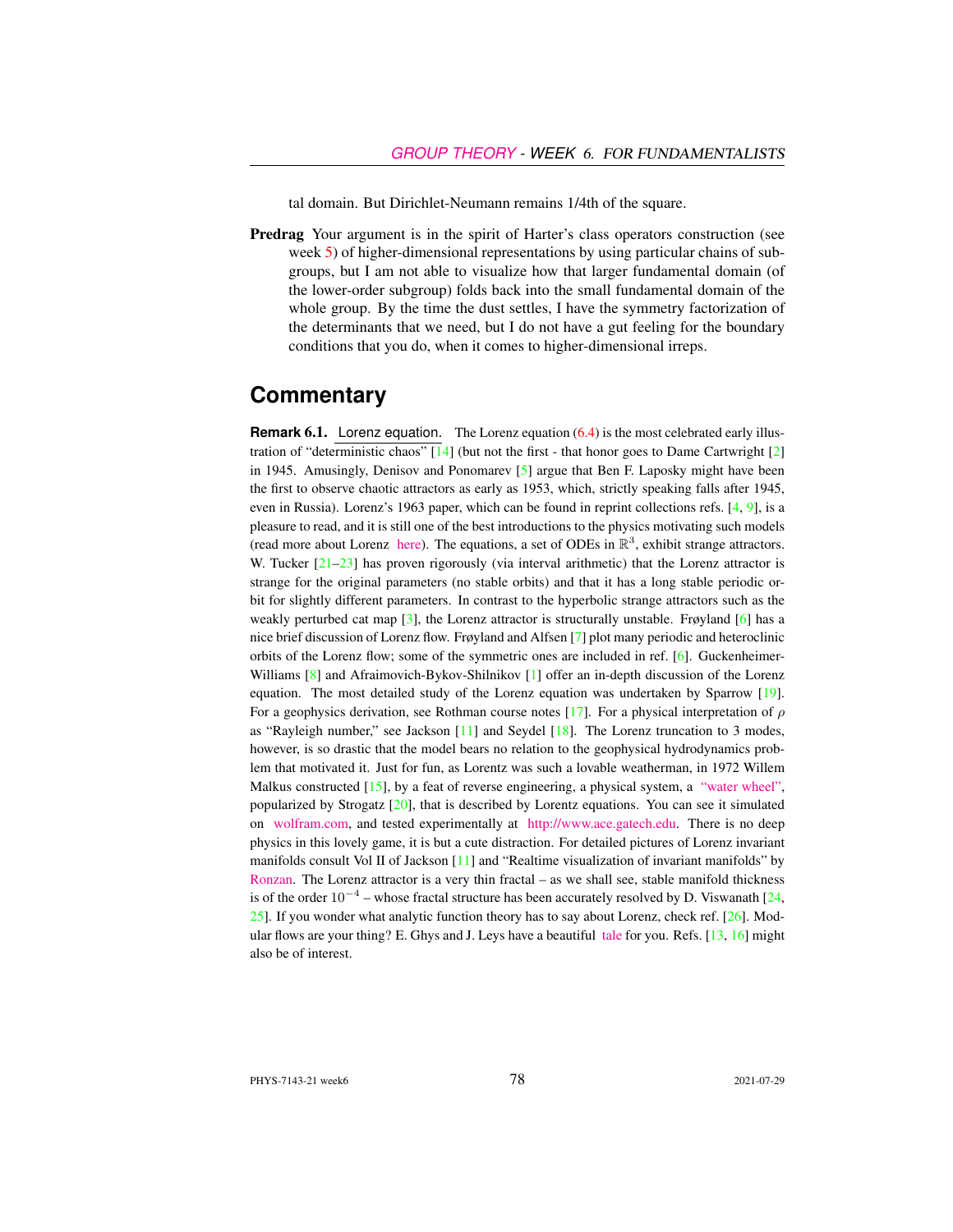tal domain. But Dirichlet-Neumann remains 1/4th of the square.

**Predrag** Your argument is in the spirit of Harter's class operators construction (see week 5) of higher-dimensional representations by using particular chains of subgroups, but I am not able to visualize how that larger fundamental domain (of the lower-order subgroup) folds back into the small fundamental domain of the whole group. By the time the dust settles, I have the symmetry factorization of the determinants that we need, but I do not have a gut feeling for the boundary conditions that you do, when it comes to higher-dimensional irreps.

## Commentary

**Remark 6.1.** Lorenz equation. The Lorenz equation (6.4) is the most celebrated early illustration of "deterministic chaos" [14] (but not the first - that honor goes to Dame Cartwright [2] in 1945. Amusingly, Denisov and Ponomarev [5] argue that Ben F. Laposky might have been the first to observe chaotic attractors as early as 1953, which, strictly speaking falls after 1945, even in Russia). Lorenz's 1963 paper, which can be found in reprint collections refs. [4, 9], is a pleasure to read, and it is still one of the best introductions to the physics motivating such models (read more about Lorenz here). The equations, a set of ODEs in $\mathbb{R}^3$, exhibit strange attractors. W. Tucker [21–23] has proven rigorously (via interval arithmetic) that the Lorenz attractor is strange for the original parameters (no stable orbits) and that it has a long stable periodic orbit for slightly different parameters. In contrast to the hyperbolic strange attractors such as the weakly perturbed cat map [3], the Lorenz attractor is structurally unstable. Frøyland [6] has a nice brief discussion of Lorenz flow. Frøyland and Alfsen [7] plot many periodic and heteroclinic orbits of the Lorenz flow; some of the symmetric ones are included in ref. [6]. Guckenheimer-Williams [8] and Afraimovich-Bykov-Shilnikov [1] offer an in-depth discussion of the Lorenz equation. The most detailed study of the Lorenz equation was undertaken by Sparrow [19]. For a geophysics derivation, see Rothman course notes [17]. For a physical interpretation of $\rho$ as "Rayleigh number," see Jackson [11] and Seydel [18]. The Lorenz truncation to 3 modes, however, is so drastic that the model bears no relation to the geophysical hydrodynamics problem that motivated it. Just for fun, as Lorentz was such a lovable weatherman, in 1972 Willem Malkus constructed [15], by a feat of reverse engineering, a physical system, a "water wheel", popularized by Strogatz [20], that is described by Lorentz equations. You can see it simulated on wolfram.com, and tested experimentally at http://www.ace.gatech.edu. There is no deep physics in this lovely game, it is but a cute distraction. For detailed pictures of Lorenz invariant manifolds consult Vol II of Jackson [11] and "Realtime visualization of invariant manifolds" by Ronzan. The Lorenz attractor is a very thin fractal – as we shall see, stable manifold thickness is of the order $10^{-4}$ – whose fractal structure has been accurately resolved by D. Viswanath [24, 25]. If you wonder what analytic function theory has to say about Lorenz, check ref. [26]. Modular flows are your thing? E. Ghys and J. Leys have a beautiful tale for you. Refs. [13, 16] might also be of interest.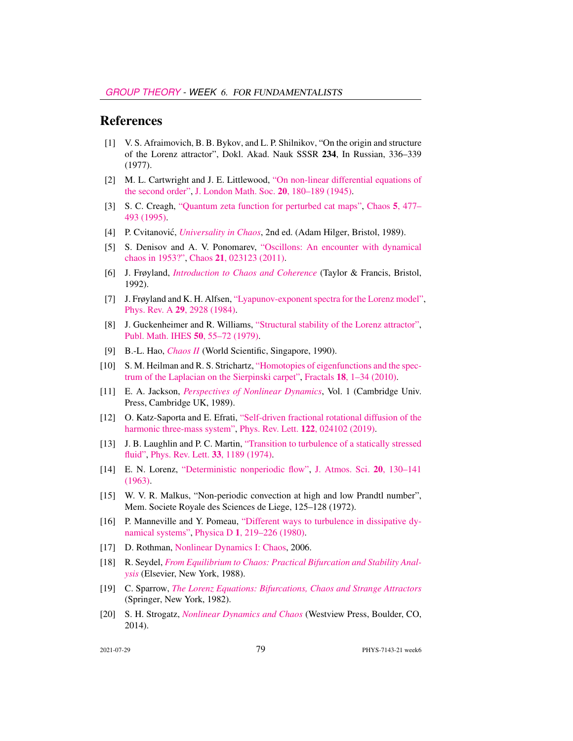## References

[1] V. S. Afraimovich, B. B. Bykov, and L. P. Shilnikov, "On the origin and structure of the Lorenz attractor", Dokl. Akad. Nauk SSSR **234**, In Russian, 336–339 (1977).

[2] M. L. Cartwright and J. E. Littlewood, "On non-linear differential equations of the second order", J. London Math. Soc. **20**, 180–189 (1945).

[3] S. C. Creagh, "Quantum zeta function for perturbed cat maps", Chaos **5**, 477–493 (1995).

[4] P. Cvitanović, *Universality in Chaos*, 2nd ed. (Adam Hilger, Bristol, 1989).

[5] S. Denisov and A. V. Ponomarev, "Oscillons: An encounter with dynamical chaos in 1953?", Chaos **21**, 023123 (2011).

[6] J. Frøyland, *Introduction to Chaos and Coherence* (Taylor & Francis, Bristol, 1992).

[7] J. Frøyland and K. H. Alfsen, "Lyapunov-exponent spectra for the Lorenz model", Phys. Rev. A **29**, 2928 (1984).

[8] J. Guckenheimer and R. Williams, "Structural stability of the Lorenz attractor", Publ. Math. IHES **50**, 55–72 (1979).

[9] B.-L. Hao, *Chaos II* (World Scientific, Singapore, 1990).

[10] S. M. Heilman and R. S. Strichartz, "Homotopies of eigenfunctions and the spectrum of the Laplacian on the Sierpinski carpet", Fractals **18**, 1–34 (2010).

[11] E. A. Jackson, *Perspectives of Nonlinear Dynamics*, Vol. 1 (Cambridge Univ. Press, Cambridge UK, 1989).

[12] O. Katz-Saporta and E. Efrati, "Self-driven fractional rotational diffusion of the harmonic three-mass system", Phys. Rev. Lett. **122**, 024102 (2019).

[13] J. B. Laughlin and P. C. Martin, "Transition to turbulence of a statically stressed fluid", Phys. Rev. Lett. **33**, 1189 (1974).

[14] E. N. Lorenz, "Deterministic nonperiodic flow", J. Atmos. Sci. **20**, 130–141 (1963).

[15] W. V. R. Malkus, "Non-periodic convection at high and low Prandtl number", Mem. Societe Royale des Sciences de Liege, 125–128 (1972).

[16] P. Manneville and Y. Pomeau, "Different ways to turbulence in dissipative dynamical systems", Physica D **1**, 219–226 (1980).

[17] D. Rothman, Nonlinear Dynamics I: Chaos, 2006.

[18] R. Seydel, *From Equilibrium to Chaos: Practical Bifurcation and Stability Analysis* (Elsevier, New York, 1988).

[19] C. Sparrow, *The Lorenz Equations: Bifurcations, Chaos and Strange Attractors* (Springer, New York, 1982).

[20] S. H. Strogatz, *Nonlinear Dynamics and Chaos* (Westview Press, Boulder, CO, 2014).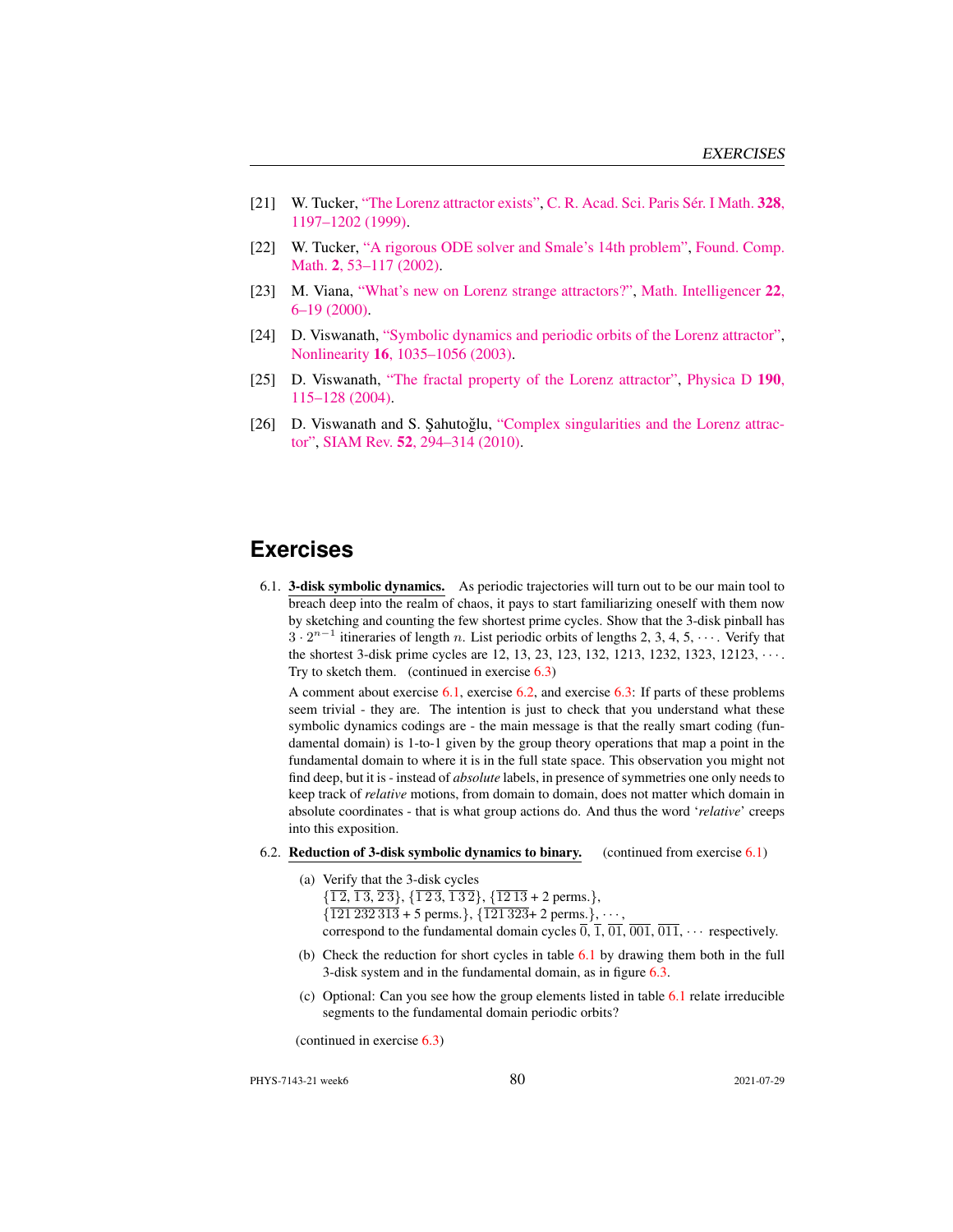[21] W. Tucker, "The Lorenz attractor exists", C. R. Acad. Sci. Paris Sér. I Math. **328**, 1197–1202 (1999).

[22] W. Tucker, "A rigorous ODE solver and Smale's 14th problem", Found. Comp. Math. **2**, 53–117 (2002).

[23] M. Viana, "What's new on Lorenz strange attractors?", Math. Intelligencer **22**, 6–19 (2000).

[24] D. Viswanath, "Symbolic dynamics and periodic orbits of the Lorenz attractor", Nonlinearity **16**, 1035–1056 (2003).

[25] D. Viswanath, "The fractal property of the Lorenz attractor", Physica D **190**, 115–128 (2004).

[26] D. Viswanath and S. Şahutoğlu, "Complex singularities and the Lorenz attractor", SIAM Rev. **52**, 294–314 (2010).

## Exercises

6.1. **3-disk symbolic dynamics.** As periodic trajectories will turn out to be our main tool to breach deep into the realm of chaos, it pays to start familiarizing oneself with them now by sketching and counting the few shortest prime cycles. Show that the 3-disk pinball has $3 \cdot 2^{n-1}$ itineraries of length $n$. List periodic orbits of lengths 2, 3, 4, 5, $\cdots$. Verify that the shortest 3-disk prime cycles are 12, 13, 23, 123, 132, 1213, 1232, 1323, 12123, $\cdots$. Try to sketch them. (continued in exercise 6.3)

A comment about exercise 6.1, exercise 6.2, and exercise 6.3: If parts of these problems seem trivial - they are. The intention is just to check that you understand what these symbolic dynamics codings are - the main message is that the really smart coding (fundamental domain) is 1-to-1 given by the group theory operations that map a point in the fundamental domain to where it is in the full state space. This observation you might not find deep, but it is - instead of *absolute* labels, in presence of symmetries one only needs to keep track of *relative* motions, from domain to domain, does not matter which domain in absolute coordinates - that is what group actions do. And thus the word '*relative*' creeps into this exposition.

6.2. **Reduction of 3-disk symbolic dynamics to binary.** (continued from exercise 6.1)

(a) Verify that the 3-disk cycles
$\{\overline{1\,2}, \overline{1\,3}, \overline{2\,3}\}$, $\{\overline{1\,2\,3}, \overline{1\,3\,2}\}$, $\{\overline{12\,13}$ + 2 perms.$\}$,
$\{\overline{121\,232\,313}$ + 5 perms.$\}$, $\{\overline{121\,323}$+ 2 perms.$\}$, $\cdots$,
correspond to the fundamental domain cycles $\overline{0}$, $\overline{1}$, $\overline{01}$, $\overline{001}$, $\overline{011}$, $\cdots$ respectively.

(b) Check the reduction for short cycles in table 6.1 by drawing them both in the full 3-disk system and in the fundamental domain, as in figure 6.3.

(c) Optional: Can you see how the group elements listed in table 6.1 relate irreducible segments to the fundamental domain periodic orbits?

(continued in exercise 6.3)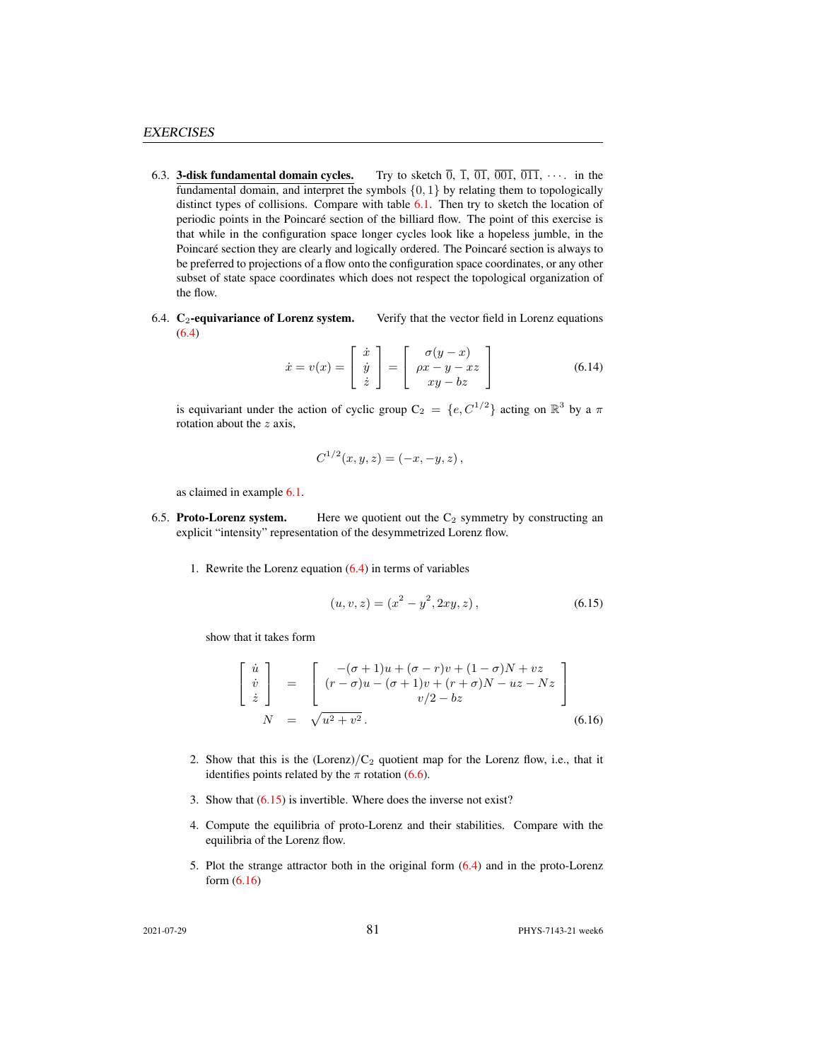6.3. **3-disk fundamental domain cycles.** Try to sketch $\overline{0}$, $\overline{1}$, $\overline{01}$, $\overline{001}$, $\overline{011}$, $\cdots$. in the fundamental domain, and interpret the symbols $\{0, 1\}$ by relating them to topologically distinct types of collisions. Compare with table 6.1. Then try to sketch the location of periodic points in the Poincaré section of the billiard flow. The point of this exercise is that while in the configuration space longer cycles look like a hopeless jumble, in the Poincaré section they are clearly and logically ordered. The Poincaré section is always to be preferred to projections of a flow onto the configuration space coordinates, or any other subset of state space coordinates which does not respect the topological organization of the flow.

6.4. **$C_2$-equivariance of Lorenz system.** Verify that the vector field in Lorenz equations (6.4)

$$\dot{x} = v(x) = \begin{bmatrix} \dot{x} \\ \dot{y} \\ \dot{z} \end{bmatrix} = \begin{bmatrix} \sigma(y - x) \\ \rho x - y - xz \\ xy - bz \end{bmatrix} \tag{6.14}$$

is equivariant under the action of cyclic group $C_2 = \{e, C^{1/2}\}$ acting on $\mathbb{R}^3$ by a $\pi$ rotation about the $z$ axis,

$$C^{1/2}(x, y, z) = (-x, -y, z)\,,$$

as claimed in example 6.1.

6.5. **Proto-Lorenz system.** Here we quotient out the $C_2$ symmetry by constructing an explicit "intensity" representation of the desymmetrized Lorenz flow.

1. Rewrite the Lorenz equation (6.4) in terms of variables

$$(u, v, z) = (x^2 - y^2, 2xy, z)\,, \tag{6.15}$$

show that it takes form

$$\begin{aligned} \begin{bmatrix} \dot{u} \\ \dot{v} \\ \dot{z} \end{bmatrix} &= \begin{bmatrix} -(\sigma + 1)u + (\sigma - r)v + (1 - \sigma)N + vz \\ (r - \sigma)u - (\sigma + 1)v + (r + \sigma)N - uz - Nz \\ v/2 - bz \end{bmatrix} \\ N &= \sqrt{u^2 + v^2}\,. \end{aligned} \tag{6.16}$$

2. Show that this is the (Lorenz)/$C_2$ quotient map for the Lorenz flow, i.e., that it identifies points related by the $\pi$ rotation (6.6).

3. Show that (6.15) is invertible. Where does the inverse not exist?

4. Compute the equilibria of proto-Lorenz and their stabilities. Compare with the equilibria of the Lorenz flow.

5. Plot the strange attractor both in the original form (6.4) and in the proto-Lorenz form (6.16)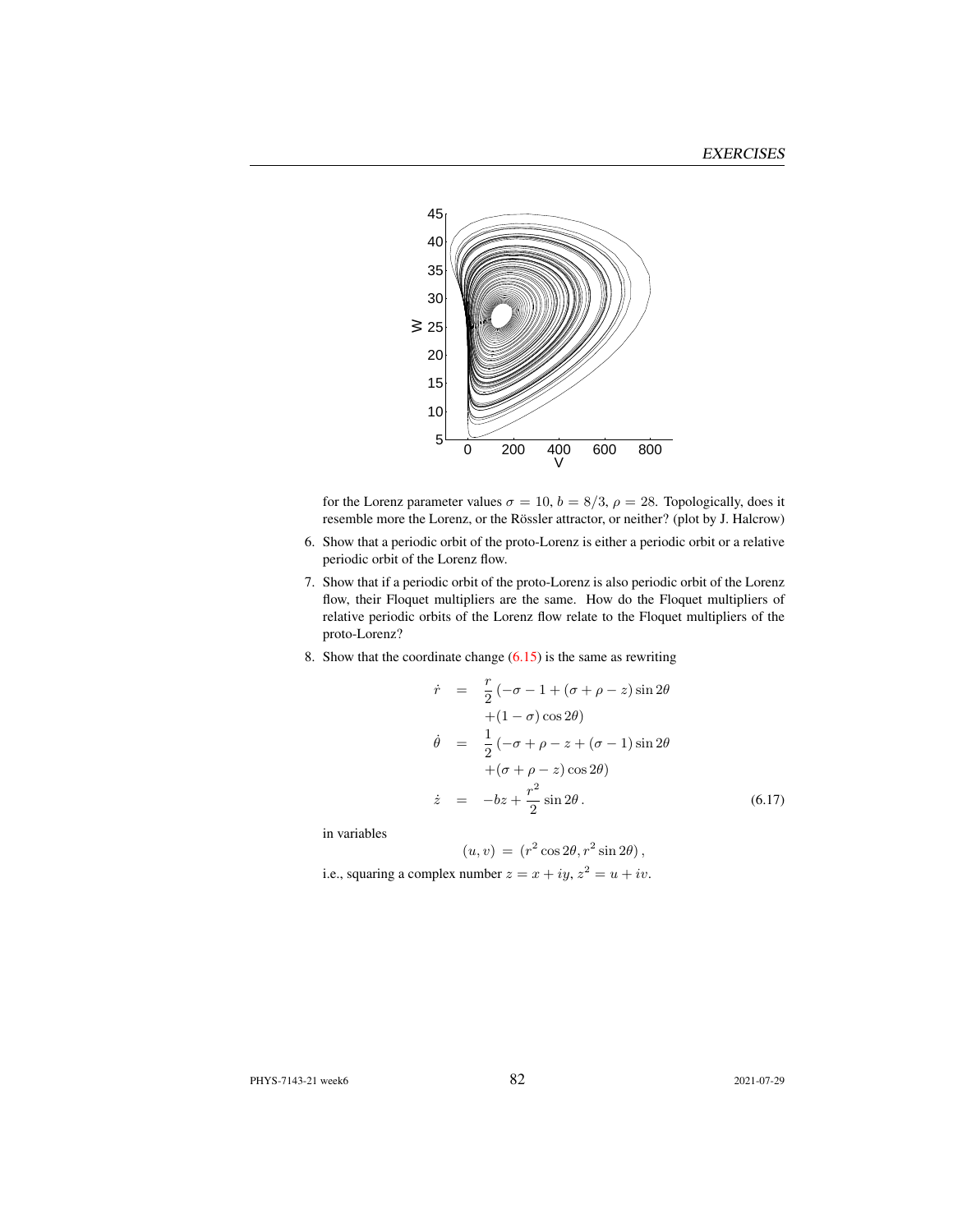45
40
35
30
W 25
20
15
10
5
0 200 400 600 800
V

for the Lorenz parameter values $\sigma = 10$, $b = 8/3$, $\rho = 28$. Topologically, does it resemble more the Lorenz, or the Rössler attractor, or neither? (plot by J. Halcrow)

6. Show that a periodic orbit of the proto-Lorenz is either a periodic orbit or a relative periodic orbit of the Lorenz flow.

7. Show that if a periodic orbit of the proto-Lorenz is also periodic orbit of the Lorenz flow, their Floquet multipliers are the same. How do the Floquet multipliers of relative periodic orbits of the Lorenz flow relate to the Floquet multipliers of the proto-Lorenz?

8. Show that the coordinate change (6.15) is the same as rewriting

$$
\begin{aligned}
\dot{r} &= \frac{r}{2}\left(-\sigma - 1 + (\sigma + \rho - z)\sin 2\theta \right. \\
&\quad \left. + (1 - \sigma)\cos 2\theta\right) \\
\dot{\theta} &= \frac{1}{2}\left(-\sigma + \rho - z + (\sigma - 1)\sin 2\theta \right. \\
&\quad \left. + (\sigma + \rho - z)\cos 2\theta\right) \\
\dot{z} &= -bz + \frac{r^2}{2}\sin 2\theta\,. 
\end{aligned}
\tag{6.17}
$$

in variables

$$
(u, v) = (r^2 \cos 2\theta, r^2 \sin 2\theta)\,,
$$

i.e., squaring a complex number $z = x + iy$, $z^2 = u + iv$.